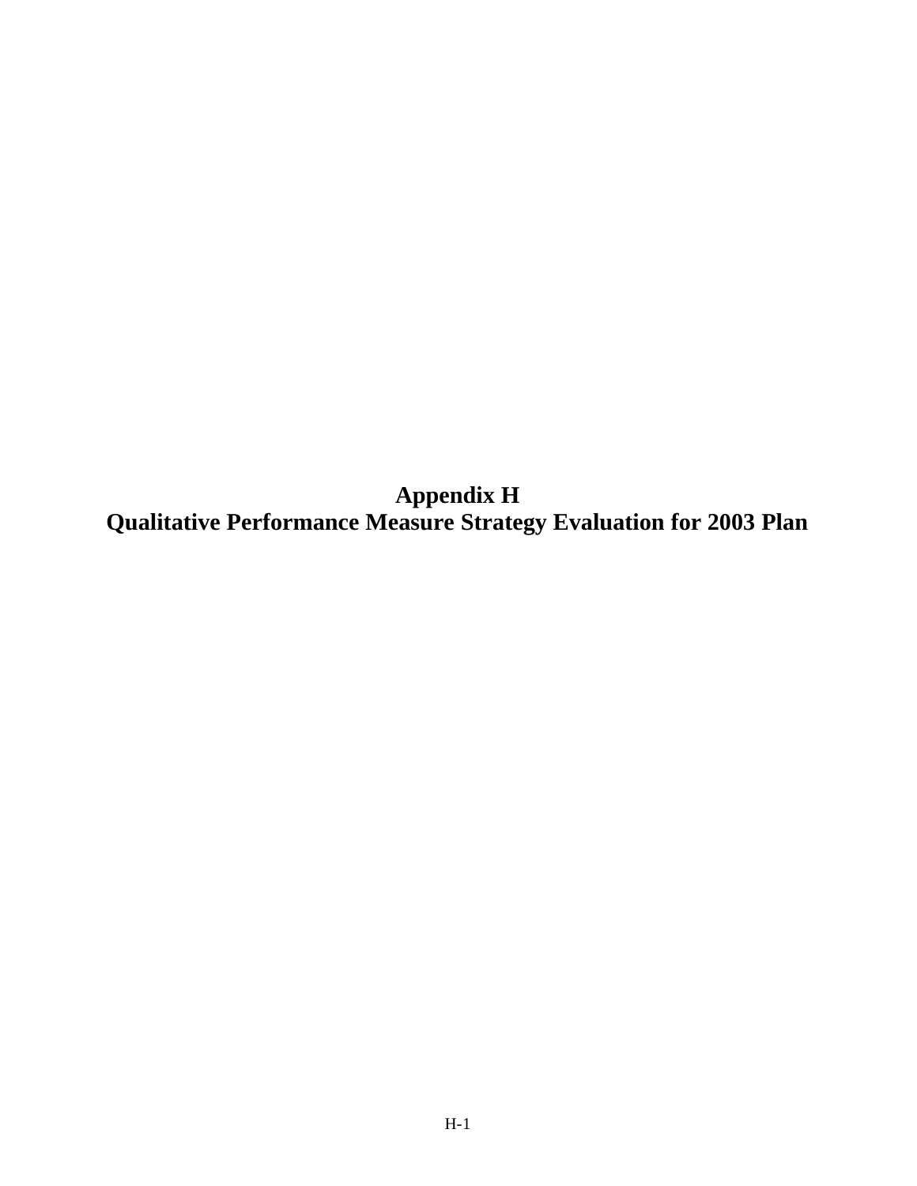# Appendix H
# Qualitative Performance Measure Strategy Evaluation for 2003 Plan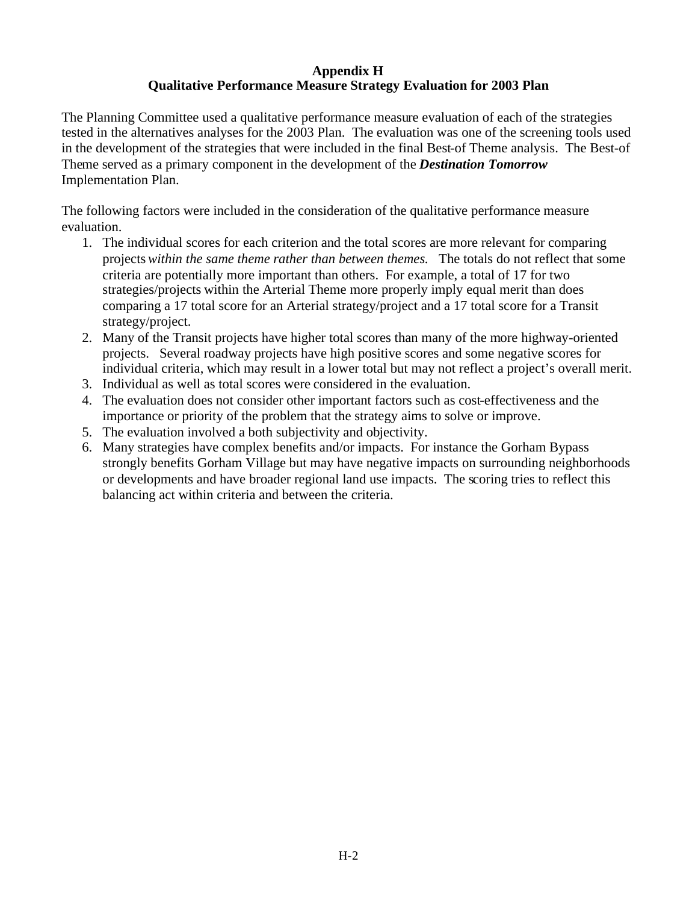# Appendix H
## Qualitative Performance Measure Strategy Evaluation for 2003 Plan

The Planning Committee used a qualitative performance measure evaluation of each of the strategies tested in the alternatives analyses for the 2003 Plan. The evaluation was one of the screening tools used in the development of the strategies that were included in the final Best-of Theme analysis. The Best-of Theme served as a primary component in the development of the ***Destination Tomorrow*** Implementation Plan.

The following factors were included in the consideration of the qualitative performance measure evaluation.

1. The individual scores for each criterion and the total scores are more relevant for comparing projects *within the same theme rather than between themes.* The totals do not reflect that some criteria are potentially more important than others. For example, a total of 17 for two strategies/projects within the Arterial Theme more properly imply equal merit than does comparing a 17 total score for an Arterial strategy/project and a 17 total score for a Transit strategy/project.
2. Many of the Transit projects have higher total scores than many of the more highway-oriented projects. Several roadway projects have high positive scores and some negative scores for individual criteria, which may result in a lower total but may not reflect a project's overall merit.
3. Individual as well as total scores were considered in the evaluation.
4. The evaluation does not consider other important factors such as cost-effectiveness and the importance or priority of the problem that the strategy aims to solve or improve.
5. The evaluation involved a both subjectivity and objectivity.
6. Many strategies have complex benefits and/or impacts. For instance the Gorham Bypass strongly benefits Gorham Village but may have negative impacts on surrounding neighborhoods or developments and have broader regional land use impacts. The scoring tries to reflect this balancing act within criteria and between the criteria.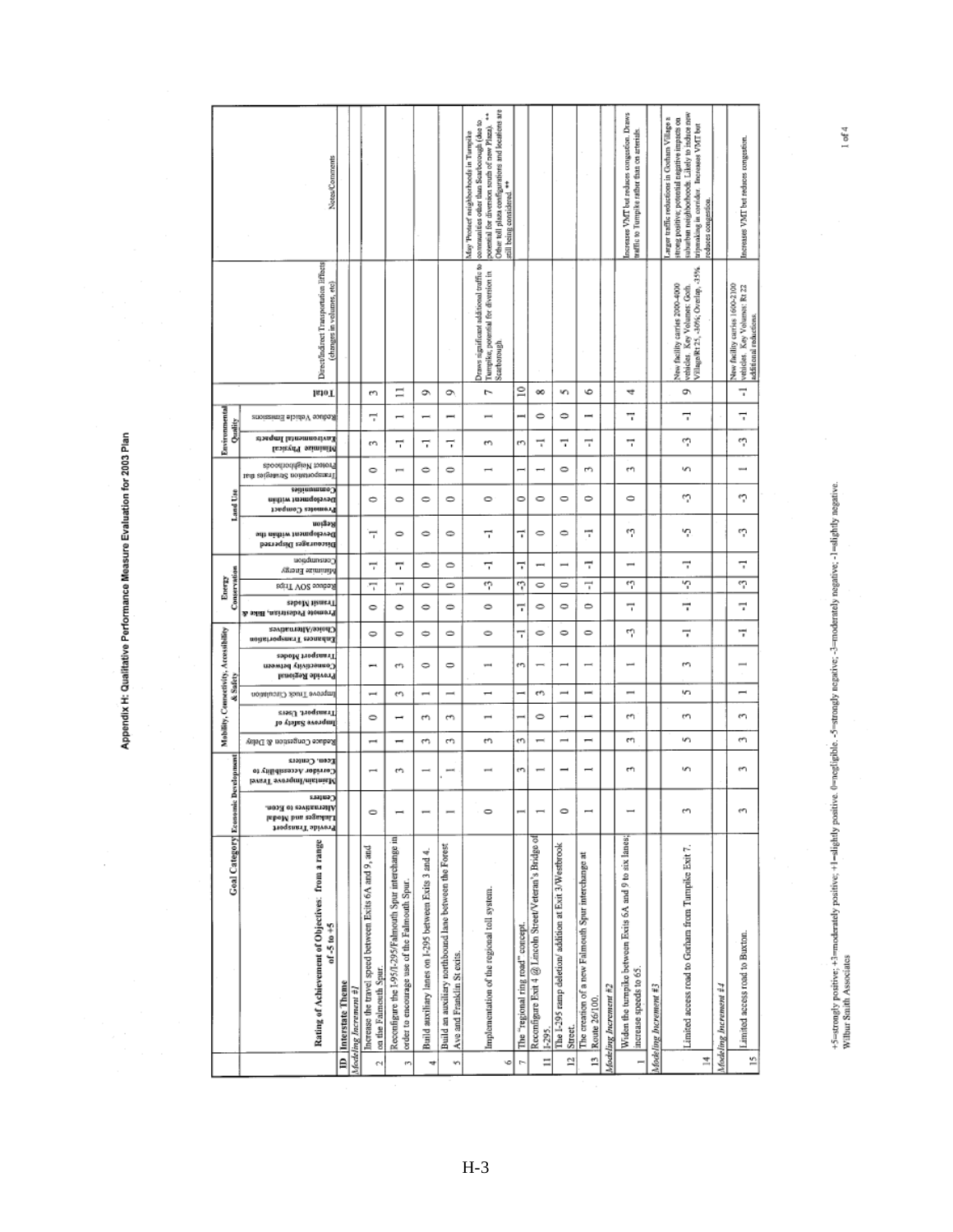# Appendix H: Qualitative Performance Measure Evaluation for 2003 Plan

| ID | Rating of Achievement of Objectives: from a range of -5 to +5 | Economic Development: Provide Transport Linkages and Modal Alternatives to Econ. Centers | Economic Development: Maintain/Improve Travel Corridor Accessibility to Econ. Centers | Mobility, Connectivity, Accessibility & Safety: Reduce Congestion & Delay | Mobility, Connectivity, Accessibility & Safety: Improve Safety of Transport Users | Mobility, Connectivity, Accessibility & Safety: Improve Truck Circulation | Mobility, Connectivity, Accessibility & Safety: Provide Regional Connectivity between Transport Modes | Mobility, Connectivity, Accessibility & Safety: Enhance Transportation Choice/Alternatives | Energy Conservation: Promote Pedestrian, Bike & Transit Modes | Energy Conservation: Reduce SOV Trips | Energy Conservation: Minimize Energy Consumption | Land Use: Discourages Dispersed Development within the Region | Land Use: Promotes Compact Development within Communities | Land Use: Transportation Strategies that Protect Neighborhoods | Environmental Quality: Minimize Physical Environmental Impacts | Environmental Quality: Reduce Vehicle Emissions | Total | Direct/Indirect Transportation Effects (changes in volumes, etc) | Notes/Comments |
|---|---|---|---|---|---|---|---|---|---|---|---|---|---|---|---|---|---|---|---|
| | **Interstate Theme** | | | | | | | | | | | | | | | | | | |
| | *Modeling Increment #1* | | | | | | | | | | | | | | | | | | |
| 2 | Increase the travel speed between Exits 6A and 9, and on the Falmouth Spur. | 0 | 1 | 1 | 0 | 1 | 1 | 0 | 0 | -1 | -1 | -1 | 0 | 0 | 3 | -1 | 3 | | |
| 3 | Reconfigure the I-95/I-295/Falmouth Spur interchange in order to encourage use of the Falmouth Spur. | 1 | 3 | 1 | 1 | 3 | 3 | 0 | 0 | -1 | -1 | 0 | 0 | 1 | -1 | 1 | 11 | | |
| 4 | Build auxiliary lanes on I-295 between Exits 3 and 4. | 1 | 1 | 3 | 3 | 1 | 0 | 0 | 0 | 0 | 0 | 0 | 0 | 0 | -1 | 1 | 9 | | |
| 5 | Build an auxiliary northbound lane between the Forest Ave and Franklin St exits. | 1 | 1 | 3 | 3 | 1 | 0 | 0 | 0 | 0 | 0 | 0 | 0 | 0 | -1 | 1 | 9 | | |
| 6 | Implementation of the regional toll system. | 0 | 1 | 3 | 1 | 1 | 1 | 0 | 0 | -3 | -1 | -1 | 0 | 1 | 3 | 1 | 7 | Draws significant additional traffic to Turnpike; potential for diversion in Scarborough. | May 'Protect' neighborhoods in Turnpike communities other than Scarborough (due to potential for diversion south of new Plaza). ** Other toll plaza configurations and locations are still being considered. ** |
| 7 | The "regional ring road" concept. | 1 | 3 | 3 | 1 | 1 | 3 | -1 | -1 | -3 | -1 | -1 | 0 | 1 | 3 | 1 | 10 | | |
| 11 | Reconfigure Exit 4 @ Lincoln Street/Veteran's Bridge of I-295. | 1 | 1 | 1 | 0 | 3 | 1 | 0 | 0 | 0 | 1 | 0 | 0 | 1 | -1 | 0 | 8 | | |
| 12 | The I-295 ramp deletion/ addition at Exit 3/Westbrook Street. | 0 | 1 | 1 | 1 | 1 | 1 | 0 | 0 | 0 | 1 | 0 | 0 | 0 | -1 | 0 | 5 | | |
| 13 | The creation of a new Falmouth Spur interchange at Route 26/100. | 1 | 1 | 1 | 1 | 1 | 1 | 0 | 0 | -1 | -1 | -1 | 0 | 3 | -1 | 1 | 6 | | |
| | *Modeling Increment #2* | | | | | | | | | | | | | | | | | | |
| 1 | Widen the turnpike between Exits 6A and 9 to six lanes; increase speeds to 65. | 1 | 3 | 3 | 3 | 1 | 1 | -3 | -1 | -3 | 1 | -3 | 0 | 3 | -1 | -1 | 4 | | Increases VMT but reduces congestion. Draws traffic to Turnpike rather than on arterials. |
| | *Modeling Increment #3* | | | | | | | | | | | | | | | | | | |
| 14 | Limited access road to Gorham from Turnpike Exit 7. | 3 | 5 | 5 | 3 | 5 | 3 | -1 | -1 | -5 | -1 | -5 | -3 | 5 | -3 | -1 | 9 | New facility carries 2000-4000 vehicles. Key Volumes: Gorh. Village/Rt 25, -30%; Overlap, -35% | Larger traffic reductions in Gorham Village a strong positive; potential negative impacts on suburban neighborhoods. Likely to induce new tripmaking in corridor. Increases VMT but reduces congestion. |
| | *Modeling Increment #4* | | | | | | | | | | | | | | | | | | |
| 15 | Limited access road to Buxton. | 3 | 3 | 3 | 3 | 1 | 1 | -1 | -1 | -3 | -1 | -3 | -3 | 1 | -3 | -1 | -1 | New facility carries 1600-2100 vehicles. Key Volumes: Rt 22 additional reductions. | Increases VMT but reduces congestion. |

+5=strongly positive; +3=moderately positive; +1=slightly positive. 0=negligible. -5=strongly negative; -3=moderately negative; -1=slightly negative.
Wilbur Smith Associates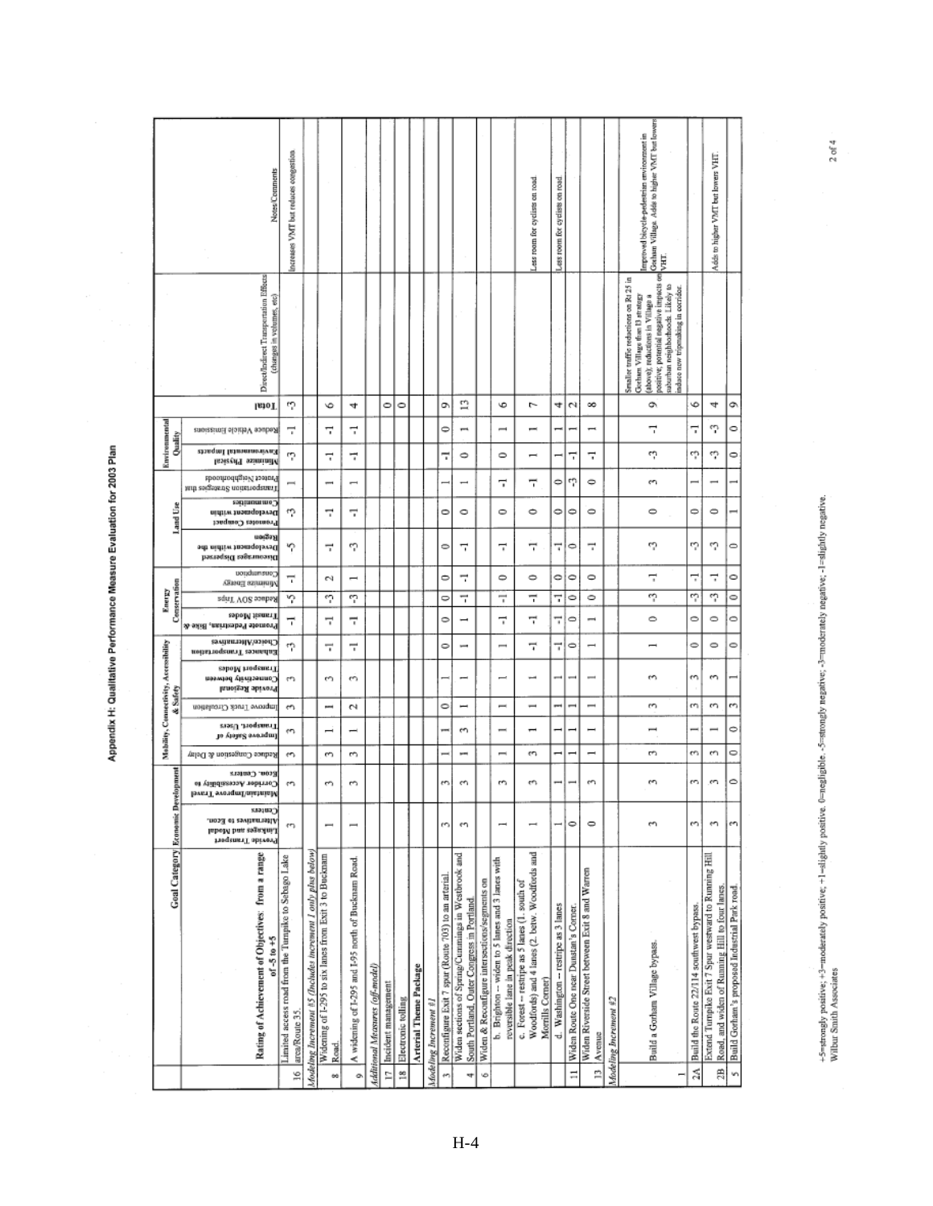# Appendix H: Qualitative Performance Measure Evaluation for 2003 Plan

| | Goal Category | Economic Development | | Mobility, Connectivity, Accessibility & Safety | | | | | Energy Conservation | | | Land Use | | | Environmental Quality | | | | |
|---|---|---|---|---|---|---|---|---|---|---|---|---|---|---|---|---|---|---|---|
| | Rating of Achievement of Objectives: from a range of -5 to +5 | Provide Transport Linkages and Modal Alternatives to Econ. Centers | Maintain/Improve Travel Corridor Accessibility to Econ. Centers | Reduce Congestion & Delay | Improve Safety of Transport. Users | Improve Truck Circulation | Provide Regional Connectivity between Transport Modes | Enhances Transportation Choice/Alternatives | Promote Pedestrian, Bike & Transit Modes | Reduce SOV Trips | Minimize Energy Consumption | Discourages Dispersed Development within the Region | Promotes Compact Development within Communities | Protect Neighborhoods from Transportation Strategies that | Minimize Physical Environmental Impacts | Reduce Vehicle Emissions | Total | Direct/Indirect Transportation Effects (changes in volumes, etc) | Notes/Comments |
| 16 | Limited access road from the Turnpike to Sebago Lake area/Route 35. | 3 | 3 | 3 | 3 | 3 | 3 | -3 | -1 | -5 | -1 | -5 | -3 | 1 | -3 | -1 | -3 | | Increases VMT but reduces congestion |
| | *Modeling Increment #5 (Includes increment 1 only plus below)* | | | | | | | | | | | | | | | | | | |
| 8 | Widening of I-295 to six lanes from Exit 3 to Bucknam Road. | 1 | 3 | 3 | 1 | 1 | 3 | -1 | -1 | -3 | 2 | -1 | -1 | 1 | -1 | -1 | 6 | | |
| 9 | A widening of I-295 and I-95 north of Bucknam Road. | 1 | 3 | 3 | 1 | 2 | 3 | -1 | -1 | -3 | 1 | -3 | -1 | 1 | -1 | -1 | 4 | | |
| | *Additional Measures (off-model)* | | | | | | | | | | | | | | | | | | |
| 17 | Incident management | | | | | | | | | | | | | | | | 0 | | |
| 18 | Electronic tolling | | | | | | | | | | | | | | | | 0 | | |
| | **Arterial Theme Package** | | | | | | | | | | | | | | | | | | |
| | *Modeling Increment #1* | | | | | | | | | | | | | | | | | | |
| 3 | Reconfigure Exit 7 spur (Route 703) to an arterial. | 3 | 3 | 1 | 1 | 0 | 1 | 0 | 0 | 0 | 0 | 0 | 0 | 1 | -1 | 0 | 9 | | |
| 4 | Widen sections of Spring/Cummings in Westbrook and South Portland, Outer Congress in Portland. | 3 | 3 | 1 | 3 | 1 | 1 | 1 | 1 | -1 | -1 | -1 | 0 | 1 | 0 | 1 | 13 | | |
| 6 | Widen & Reconfigure intersections/segments on | | | | | | | | | | | | | | | | | | |
| | b. Brighton -- widen to 5 lanes and 3 lanes with reversible lane in peak direction | 1 | 3 | 1 | 1 | 1 | 1 | 1 | -1 | -1 | 0 | -1 | 0 | -1 | 0 | 1 | 6 | | |
| | c. Forest -- restripe as 5 lanes (1. south of Woodfords) and 4 lanes (2. betw. Woodfords and Morrills Corner) | 1 | 3 | 3 | 1 | 1 | 1 | -1 | -1 | -1 | 0 | -1 | 0 | -1 | 1 | 1 | 7 | | Less room for cyclists on road. |
| | d. Washington -- restripe as 3 lanes | 1 | 1 | 1 | 1 | 1 | 1 | -1 | -1 | -1 | 0 | -1 | 0 | 0 | 1 | 1 | 4 | | Less room for cyclists on road. |
| 11 | Widen Route One near Dunstan's Corner. | 0 | 1 | 1 | 1 | 1 | 1 | 0 | 0 | 0 | 0 | 0 | 0 | -3 | -1 | 1 | 2 | | |
| 13 | Widen Riverside Street between Exit 8 and Warren Avenue | 0 | 3 | 1 | 1 | 1 | 1 | 1 | 1 | 0 | 0 | -1 | 0 | 0 | -1 | 1 | 8 | | |
| | *Modeling Increment #2* | | | | | | | | | | | | | | | | | | |
| 1 | Build a Gorham Village bypass. | 3 | 3 | 3 | 1 | 3 | 3 | 1 | 0 | -3 | -1 | -3 | 0 | 3 | -3 | -1 | 9 | Smaller traffic reductions on Rt 25 in Gorham Village than #3 strategy (above); reductions in Village a positive; potential negative impacts on suburban neighborhoods. Likely to induce new tripmaking in corridor. | Improved bicycle-pedestrian environment in Gorham Village. Adds to higher VMT but lowers VHT. |
| 2A | Build the Route 22/114 southwest bypass. | 3 | 3 | 3 | 1 | 3 | 3 | 0 | 0 | -3 | -1 | -3 | 0 | 1 | -3 | -1 | 6 | | |
| 2B | Extend Turnpike Exit 7 Spur westward to Running Hill Road, and widen of Running Hill to four lanes. | 3 | 3 | 3 | 1 | 3 | 3 | 0 | 0 | -3 | -1 | -3 | 0 | 1 | -3 | -3 | 4 | | Adds to higher VMT but lowers VHT. |
| 5 | Build Gorham's proposed Industrial Park road. | 3 | 0 | 0 | 0 | 3 | 1 | 0 | 0 | 0 | 0 | 0 | 1 | 1 | 0 | 0 | 9 | | |

+5=strongly positive; +3=moderately positive; +1=slightly positive. 0=negligible. -5=strongly negative; -3=moderately negative; -1=slightly negative.

Wilbur Smith Associates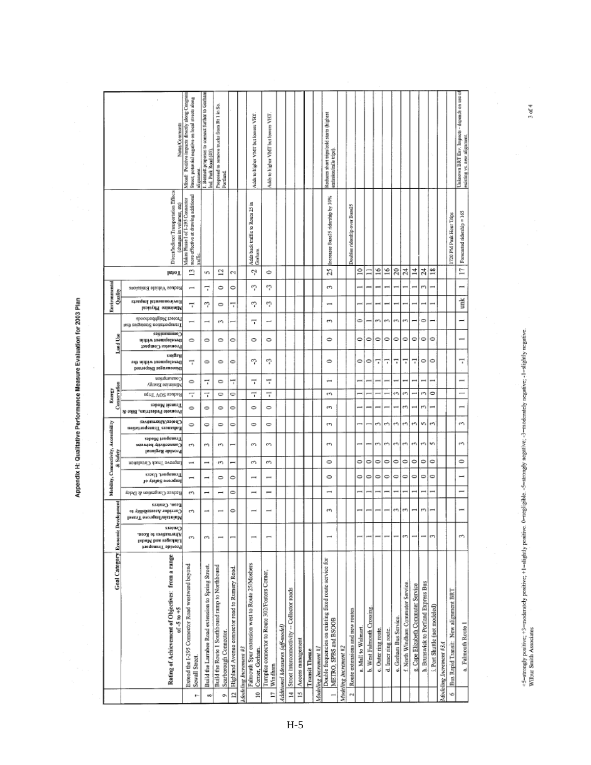# Appendix H: Qualitative Performance Measure Evaluation for 2003 Plan

| # | Goal Category / Rating of Achievement of Objectives: from a range of -5 to +5 | Economic Development | | Mobility, Connectivity, Accessibility & Safety | | | | | Energy Conservation | | | Land Use | | | Environmental Quality | | Total | Direct/Indirect Transportation Effects (changes in volumes, etc) | Notes/Comments |
|---|---|---|---|---|---|---|---|---|---|---|---|---|---|---|---|---|---|---|---|
| | | Provide Transport Linkages and Modal Alternatives to Econ. Centers | Maintain/Improve Travel Corridor Accessibility to Econ. Centers | Reduce Congestion & Delay | Improve Safety of Transport. Users | Improve Truck Circulation | Provide Regional Connectivity between Transport Modes | Enhance Transportation Choice/Alternatives | Promote Pedestrian, Bike & Transit Modes | Reduce SOV Trips | Minimize Energy Consumption | Discourage Dispersed Development within the Region | Promote Compact Development within Communities | Transportation Strategies that Protect Neighborhoods | Minimize Physical Environmental Impacts | Reduce Vehicle Emissions | | | |
| 7 | Extend the I-295 Connector Road westward beyond Sewall Street. | 3 | 3 | 3 | 1 | 1 | 3 | 0 | 0 | -1 | 0 | -1 | 0 | 1 | -1 | 1 | 13 | Makes Phase I of I-295 Connector more effective at drawing additional traffic. | Mixed. Positive impacts directly along Congress Street; potential negative on local streets along alignment. |
| 8 | Build the Larrabee Road extension to Spring Street. | 3 | 1 | 1 | 1 | 1 | 3 | 0 | 0 | -1 | -1 | 0 | 0 | 1 | -3 | -1 | 5 | | J. Bennett proposes to connect further to Gorham Ind. Park Road (#5). |
| 9 | Build the Route 1 Southbound ramp to Northbound Scarborough Connector. | 1 | 1 | 1 | 0 | 3 | 3 | 0 | 0 | 0 | 0 | 0 | 0 | 3 | 0 | 0 | 12 | | Proposed to remove trucks from Rt 1 in So. Portland. |
| 12 | Highland Avenue connector road to Rumery Road. | 1 | 0 | 0 | 0 | 1 | 1 | 0 | 0 | 0 | -1 | 0 | 0 | 1 | -1 | 0 | 2 | | |
| | *Modeling Increment #3* | | | | | | | | | | | | | | | | | | |
| 10 | Falmouth Spur extension west to Route 25/Moshers Corner, Gorham. | 1 | 1 | 1 | 1 | 3 | 3 | 0 | 0 | -1 | -1 | -3 | 0 | -1 | -3 | -3 | -2 | Adds back traffic to Route 25 in Gorham. | Adds to higher VMT but lowers VHT. |
| 17 | Turnpike connector to Route 302/Fosters Corner, Windham. | 1 | 1 | 1 | 1 | 3 | 3 | 0 | 0 | -1 | -1 | -3 | 0 | 1 | -3 | -3 | 0 | | Adds to higher VMT but lowers VHT. |
| | *Additional Measures (off-model)* | | | | | | | | | | | | | | | | | | |
| 14 | Street interconnectivity -- Collector roads | | | | | | | | | | | | | | | | | | |
| 15 | Access management | | | | | | | | | | | | | | | | | | |
| | | | | | | | | | | | | | | | | | | | |
| | **Transit Theme** | | | | | | | | | | | | | | | | | | |
| | *Modeling Increment #1* | | | | | | | | | | | | | | | | | | |
| 1 | Double frequencies on existing fixed route service for METRO, SPBS and BSOOB | 1 | 3 | 1 | 0 | 0 | 3 | 3 | 3 | 3 | 1 | 0 | 0 | 3 | 1 | 3 | 25 | Increases Base25 ridership by 30% | Reduces short trips/cold starts (highest emission/mile trips). |
| | *Modeling Increment #2* | | | | | | | | | | | | | | | | | | |
| 2 | Route extensions and new routes | | | | | | | | | | | | | | | | | Doubles ridership over Base25 | |
| | a. Mall to Walmart. | 1 | 1 | 1 | 0 | 0 | 1 | 1 | 1 | 1 | 1 | 0 | 0 | 0 | 1 | 1 | 10 | | |
| | b. West Falmouth Crossing. | 1 | 1 | 1 | 0 | 0 | 1 | 1 | 1 | 1 | 1 | 0 | 0 | 1 | 1 | 1 | 11 | | |
| | c. Outer ring route. | 1 | 1 | 1 | 0 | 0 | 3 | 3 | 1 | 1 | 1 | -1 | 0 | 3 | 1 | 1 | 16 | | |
| | d. Inner ring route. | 1 | 1 | 1 | 0 | 0 | 3 | 3 | 1 | 1 | 1 | -1 | 0 | 3 | 1 | 1 | 16 | | |
| | e. Gorham Bus Service. | 1 | 3 | 1 | 0 | 0 | 3 | 3 | 1 | 3 | 1 | -1 | 0 | 3 | 1 | 1 | 20 | | |
| | f. North Windham Commuter Service. | 3 | 3 | 1 | 0 | 0 | 3 | 3 | 3 | 3 | 1 | -1 | 0 | 3 | 1 | 1 | 24 | | |
| | g. Cape Elizabeth Commuter Service | 1 | 1 | 1 | 0 | 0 | 3 | 3 | 1 | 1 | 1 | -1 | 0 | 1 | 1 | 1 | 14 | | |
| | h. Brunswick to Portland Express Bus | 1 | 3 | 1 | 0 | 0 | 3 | 5 | 3 | 3 | 1 | 0 | 0 | 0 | 1 | 3 | 24 | | |
| | i. Port Shuttle (not modeled) | 3 | 1 | 1 | 0 | 0 | 5 | 3 | 1 | 0 | 1 | 0 | 0 | 1 | 1 | 1 | 18 | | |
| | *Modeling Increment #3A* | | | | | | | | | | | | | | | | | | |
| 6 | Bus Rapid Transit: New alignment BRT | | | | | | | | | | | | | | | | | 1720 PM Peak Hour Trips | |
| | a. Falmouth Route 1 | 3 | 1 | 1 | 1 | 0 | 3 | 3 | 1 | 1 | 1 | -1 | 1 | 1 | unk | 1 | 17 | Forecasted ridership = 165 | Unknown BRT Env. Impacts - depends on use of existing vs. new alignment. |

+5=strongly positive; +3=moderately positive; +1=slightly positive. 0=negligible. -5=strongly negative; -3=moderately negative; -1=slightly negative.

Wilbur Smith Associates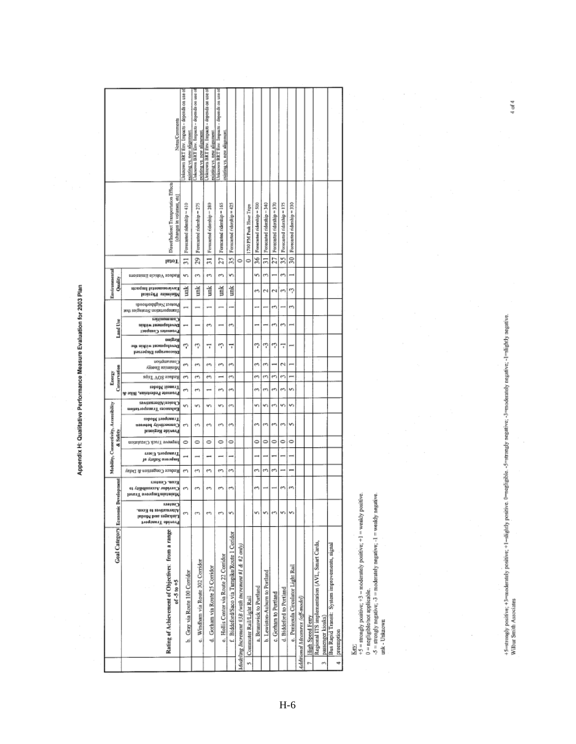# Appendix H: Qualitative Performance Measure Evaluation for 2003 Plan

| | Goal Category | Economic Development | | Mobility, Connectivity, Accessibility & Safety | | | | | Energy Conservation | | | Land Use | | | Environmental Quality | | | | |
|---|---|---|---|---|---|---|---|---|---|---|---|---|---|---|---|---|---|---|---|
| | Rating of Achievement of Objectives: from a range of -5 to +5 | Provide Transport Linkages and Modal Alternatives to Econ. Centers | Maintain/Improve Travel Corridor Accessibility to Econ. Centers | Reduce Congestion & Delay | Improve Safety of Transport Users | Improve Truck Circulation | Provide Regional Connectivity between Transport Modes | Enhances Transportation Choice/Alternatives | Promote Pedestrian, Bike & Transit Modes | Reduce SOV Trips | Minimize Energy Consumption | Discourages Dispersed Development within the Region | Promotes Compact Development within Communities | Transportation Strategies that Protect Neighborhoods | Minimize Physical Environmental Impacts | Reduce Vehicle Emissions | Total | Direct/Indirect Transportation Effects (changes in volumes, etc) | Notes/Comments |
| | b. Gray via Route 100 Corridor | 3 | 3 | 3 | 1 | 0 | 3 | 5 | 3 | 3 | 3 | -3 | 1 | 1 | unk | 5 | 31 | Forecasted ridership = 410 | Unknown BRT Env. Impacts - depends on use of existing vs. new alignment. |
| | c. Windham via Route 302 Corridor | 3 | 3 | 3 | 1 | 0 | 3 | 5 | 3 | 3 | 3 | -3 | 1 | 1 | unk | 3 | 29 | Forecasted ridership = 275 | Unknown BRT Env. Impacts - depends on use of existing vs. new alignment. |
| | d. Gorham via Route 25 Corridor | 3 | 3 | 3 | 1 | 0 | 3 | 5 | 1 | 3 | 3 | -1 | 3 | 1 | unk | 3 | 31 | Forecasted ridership = 280 | Unknown BRT Env. Impacts - depends on use of existing vs. new alignment. |
| | e. Hollis Center via Route 22 Corridor | 3 | 3 | 3 | 1 | 0 | 3 | 5 | 3 | 1 | 3 | -3 | 1 | 1 | unk | 3 | 27 | Forecasted ridership = 165 | Unknown BRT Env. Impacts - depends on use of existing vs. new alignment. |
| | f. Biddeford/Saco via Turnpike/Route 1 Corridor | 5 | 3 | 3 | 1 | 0 | 3 | 3 | 3 | 3 | 3 | -1 | 3 | 1 | unk | 5 | 35 | Forecasted ridership = 425 | |
| *Modeling Increment #3B (with increment #1 & #2 only)* | | | | | | | | | | | | | | | | | 0 | | |
| 5 | Commuter Rail/Light Rail | | | | | | | | | | | | | | | | 0 | 1700 PM Peak Hour Trips | |
| | a. Brunswick to Portland | 5 | 3 | 3 | 1 | 0 | 3 | 5 | 3 | 3 | 3 | -3 | 1 | 1 | 3 | 5 | 36 | Forecasted ridership = 500 | |
| | b. Lewiston-Auburn to Portland | 5 | | 3 | 1 | 0 | 3 | 5 | 3 | 3 | 3 | -3 | 1 | 1 | 2 | 3 | 31 | Forecasted ridership = 340 | |
| | c. Gorham to Portland | 3 | 1 | 3 | 1 | 0 | 3 | 3 | 3 | 3 | 1 | -3 | 3 | 3 | 2 | 1 | 27 | Forecasted ridership = 370 | |
| | d. Biddeford to Portland | 5 | 3 | 1 | 1 | 0 | 3 | 5 | 3 | 3 | 2 | -1 | 3 | 1 | 3 | 3 | 35 | Forecasted ridership = 175 | |
| | e. Peninsula Circulator Light Rail | 5 | 3 | 1 | 1 | 0 | 5 | 5 | 5 | 1 | 1 | 1 | 1 | 3 | -3 | 1 | 30 | Forecasted ridership = 330 | |
| *Additional Measures (off-model)* | | | | | | | | | | | | | | | | | | | |
| 7 | High Speed Ferry | | | | | | | | | | | | | | | | | | |
| 3 | Regional ITS implementation (AVL, Smart Cards, passenger kiosks) | | | | | | | | | | | | | | | | | | |
| 4 | Bus Rapid Transit: System improvements, signal preemption | | | | | | | | | | | | | | | | | | |

Key:
+5 = strongly positive; +3 = moderately positive; +1 = weakly positive.
0 = negligible/not applicable.
-5 = strongly negative; -3 = moderately negative; -1 = weakly negative.
unk - Unknown

+5=strongly positive; +3=moderately positive; +1=slightly positive. 0=negligible. -5=strongly negative; -3=moderately negative; -1=slightly negative.
Wilbur Smith Associates